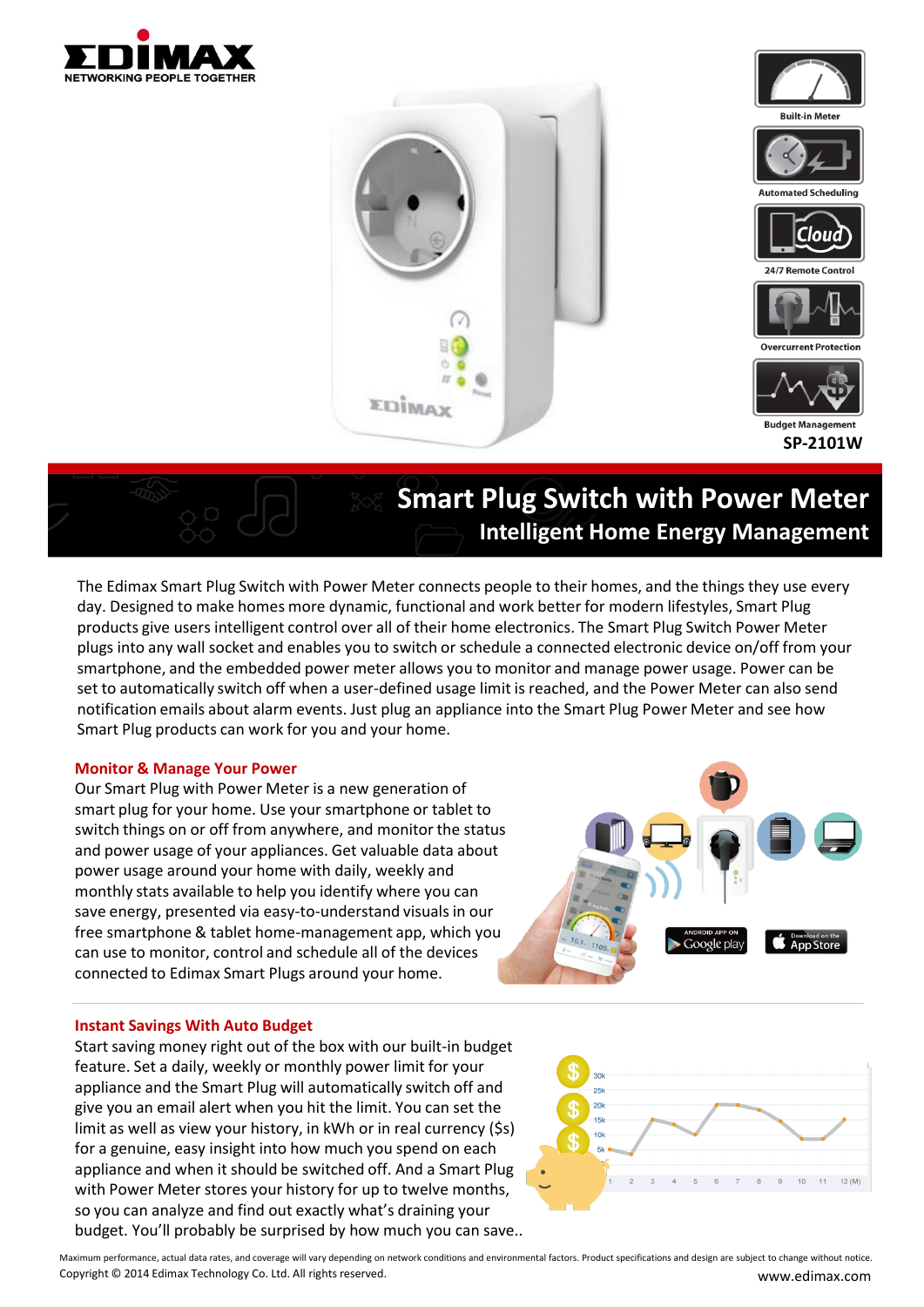EDIMAX
NETWORKING PEOPLE TOGETHER

Built-in Meter

Automated Scheduling

24/7 Remote Control

Overcurrent Protection

Budget Management

**SP-2101W**

# Smart Plug Switch with Power Meter

## Intelligent Home Energy Management

The Edimax Smart Plug Switch with Power Meter connects people to their homes, and the things they use every day. Designed to make homes more dynamic, functional and work better for modern lifestyles, Smart Plug products give users intelligent control over all of their home electronics. The Smart Plug Switch Power Meter plugs into any wall socket and enables you to switch or schedule a connected electronic device on/off from your smartphone, and the embedded power meter allows you to monitor and manage power usage. Power can be set to automatically switch off when a user-defined usage limit is reached, and the Power Meter can also send notification emails about alarm events. Just plug an appliance into the Smart Plug Power Meter and see how Smart Plug products can work for you and your home.

### Monitor & Manage Your Power

Our Smart Plug with Power Meter is a new generation of smart plug for your home. Use your smartphone or tablet to switch things on or off from anywhere, and monitor the status and power usage of your appliances. Get valuable data about power usage around your home with daily, weekly and monthly stats available to help you identify where you can save energy, presented via easy-to-understand visuals in our free smartphone & tablet home-management app, which you can use to monitor, control and schedule all of the devices connected to Edimax Smart Plugs around your home.

### Instant Savings With Auto Budget

Start saving money right out of the box with our built-in budget feature. Set a daily, weekly or monthly power limit for your appliance and the Smart Plug will automatically switch off and give you an email alert when you hit the limit. You can set the limit as well as view your history, in kWh or in real currency ($s) for a genuine, easy insight into how much you spend on each appliance and when it should be switched off. And a Smart Plug with Power Meter stores your history for up to twelve months, so you can analyze and find out exactly what's draining your budget. You'll probably be surprised by how much you can save..

Maximum performance, actual data rates, and coverage will vary depending on network conditions and environmental factors. Product specifications and design are subject to change without notice.
Copyright © 2014 Edimax Technology Co. Ltd. All rights reserved.

www.edimax.com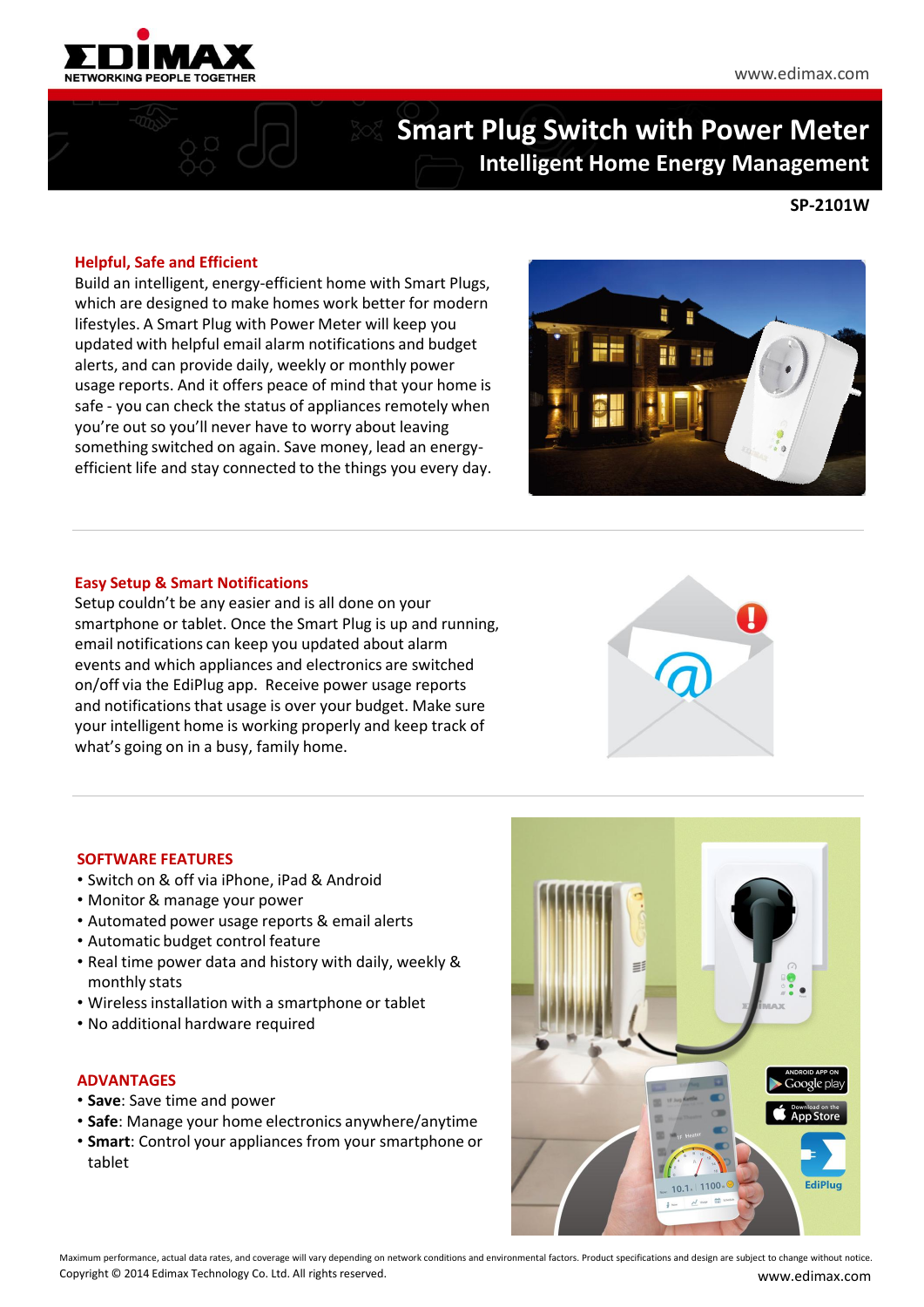# Smart Plug Switch with Power Meter

## Intelligent Home Energy Management

**SP-2101W**

### Helpful, Safe and Efficient

Build an intelligent, energy-efficient home with Smart Plugs, which are designed to make homes work better for modern lifestyles. A Smart Plug with Power Meter will keep you updated with helpful email alarm notifications and budget alerts, and can provide daily, weekly or monthly power usage reports. And it offers peace of mind that your home is safe - you can check the status of appliances remotely when you're out so you'll never have to worry about leaving something switched on again. Save money, lead an energy-efficient life and stay connected to the things you every day.

### Easy Setup & Smart Notifications

Setup couldn't be any easier and is all done on your smartphone or tablet. Once the Smart Plug is up and running, email notifications can keep you updated about alarm events and which appliances and electronics are switched on/off via the EdiPlug app. Receive power usage reports and notifications that usage is over your budget. Make sure your intelligent home is working properly and keep track of what's going on in a busy, family home.

### SOFTWARE FEATURES

- Switch on & off via iPhone, iPad & Android
- Monitor & manage your power
- Automated power usage reports & email alerts
- Automatic budget control feature
- Real time power data and history with daily, weekly & monthly stats
- Wireless installation with a smartphone or tablet
- No additional hardware required

### ADVANTAGES

- **Save**: Save time and power
- **Safe**: Manage your home electronics anywhere/anytime
- **Smart**: Control your appliances from your smartphone or tablet

Maximum performance, actual data rates, and coverage will vary depending on network conditions and environmental factors. Product specifications and design are subject to change without notice.

Copyright © 2014 Edimax Technology Co. Ltd. All rights reserved.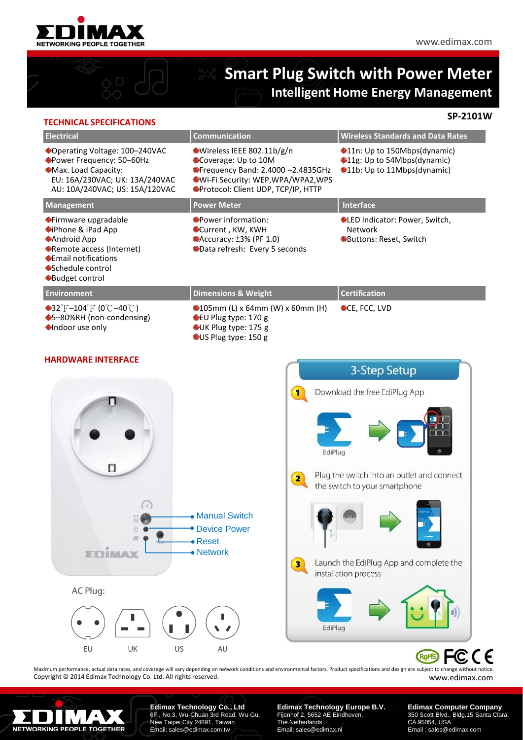# Smart Plug Switch with Power Meter

## Intelligent Home Energy Management

**SP-2101W**

## TECHNICAL SPECIFICATIONS

| Electrical | Communication | Wireless Standards and Data Rates |
|---|---|---|
| Operating Voltage: 100–240VAC<br>Power Frequency: 50–60Hz<br>Max. Load Capacity:<br>EU: 16A/230VAC; UK: 13A/240VAC<br>AU: 10A/240VAC; US: 15A/120VAC | Wireless IEEE 802.11b/g/n<br>Coverage: Up to 10M<br>Frequency Band: 2.4000 –2.4835GHz<br>Wi-Fi Security: WEP,WPA/WPA2,WPS<br>Protocol: Client UDP, TCP/IP, HTTP | 11n: Up to 150Mbps(dynamic)<br>11g: Up to 54Mbps(dynamic)<br>11b: Up to 11Mbps(dynamic) |

| Management | Power Meter | Interface |
|---|---|---|
| Firmware upgradable<br>iPhone & iPad App<br>Android App<br>Remote access (Internet)<br>Email notifications<br>Schedule control<br>Budget control | Power information:<br>Current , KW, KWH<br>Accuracy: ±3% (PF 1.0)<br>Data refresh: Every 5 seconds | LED Indicator: Power, Switch, Network<br>Buttons: Reset, Switch |

| Environment | Dimensions & Weight | Certification |
|---|---|---|
| 32°F–104°F (0℃–40℃)<br>5–80%RH (non-condensing)<br>Indoor use only | 105mm (L) x 64mm (W) x 60mm (H)<br>EU Plug type: 170 g<br>UK Plug type: 175 g<br>US Plug type: 150 g | CE, FCC, LVD |

## HARDWARE INTERFACE

Manual Switch
Device Power
Reset
Network

AC Plug:

EU UK US AU

### 3-Step Setup

1. Download the free EdiPlug App
2. Plug the switch into an outlet and connect the switch to your smartphone
3. Launch the EdiPlug App and complete the installation process

Maximum performance, actual data rates, and coverage will vary depending on network conditions and environmental factors. Product specifications and design are subject to change without notice.
Copyright © 2014 Edimax Technology Co. Ltd. All rights reserved.

www.edimax.com

**Edimax Technology Co., Ltd**
6F., No.3, Wu-Chuan 3rd Road, Wu-Gu,
New Taipei City 24891, Taiwan
Email: sales@edimax.com.tw

**Edimax Technology Europe B.V.**
Fijenhof 2, 5652 AE Eindhoven,
The Netherlands
Email: sales@edimax.nl

**Edimax Computer Company**
350 Scott Blvd., Bldg.15 Santa Clara,
CA 95054, USA
Email : sales@edimax.com